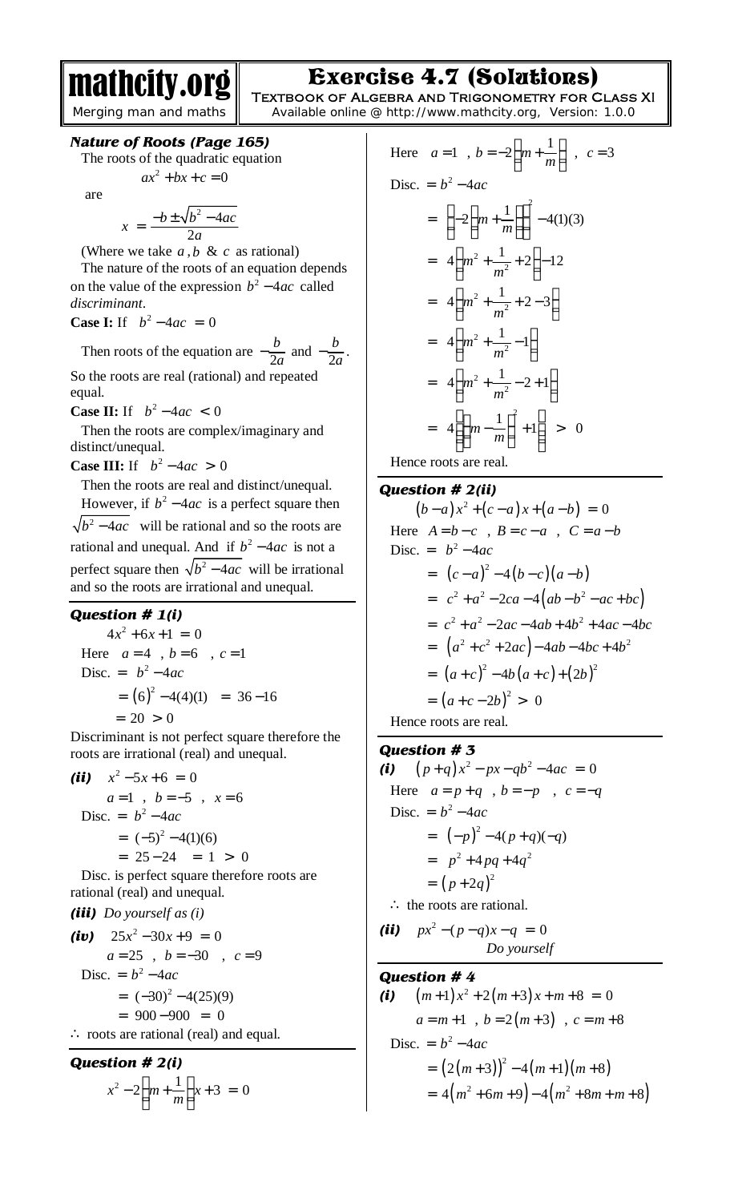# Exercise 4.7 (Solutions)

Textbook of Algebra and Trigonometry for Class XI

### Nature of Roots (Page 165)

The roots of the quadratic equation

$$ax^2 + bx + c = 0$$

are

$$x = \frac{-b \pm \sqrt{b^2 - 4ac}}{2a}$$

(Where we take $a, b$ & $c$ as rational)

The nature of the roots of an equation depends on the value of the expression $b^2 - 4ac$ called *discriminant*.

**Case I:** If $b^2 - 4ac = 0$

Then roots of the equation are $-\frac{b}{2a}$ and $-\frac{b}{2a}$.

So the roots are real (rational) and repeated equal.

**Case II:** If $b^2 - 4ac < 0$

Then the roots are complex/imaginary and distinct/unequal.

**Case III:** If $b^2 - 4ac > 0$

Then the roots are real and distinct/unequal.

However, if $b^2 - 4ac$ is a perfect square then $\sqrt{b^2 - 4ac}$ will be rational and so the roots are rational and unequal. And if $b^2 - 4ac$ is not a perfect square then $\sqrt{b^2 - 4ac}$ will be irrational and so the roots are irrational and unequal.

### Question # 1(i)

$$4x^2 + 6x + 1 = 0$$

Here $a = 4$ , $b = 6$ , $c = 1$

$$\begin{aligned}\text{Disc.} &= b^2 - 4ac \\ &= (6)^2 - 4(4)(1) = 36 - 16 \\ &= 20 > 0\end{aligned}$$

Discriminant is not perfect square therefore the roots are irrational (real) and unequal.

***(ii)*** $x^2 - 5x + 6 = 0$

$a = 1$ , $b = -5$ , $x = 6$

$$\begin{aligned}\text{Disc.} &= b^2 - 4ac \\ &= (-5)^2 - 4(1)(6) \\ &= 25 - 24 = 1 > 0\end{aligned}$$

Disc. is perfect square therefore roots are rational (real) and unequal.

***(iii)*** *Do yourself as (i)*

***(iv)*** $25x^2 - 30x + 9 = 0$

$a = 25$ , $b = -30$ , $c = 9$

$$\begin{aligned}\text{Disc.} &= b^2 - 4ac \\ &= (-30)^2 - 4(25)(9) \\ &= 900 - 900 = 0\end{aligned}$$

$\therefore$ roots are rational (real) and equal.

### Question # 2(i)

$$x^2 - 2\left(m + \frac{1}{m}\right)x + 3 = 0$$

Here $a = 1$ , $b = -2\left(m + \frac{1}{m}\right)$ , $c = 3$

$$\begin{aligned}\text{Disc.} &= b^2 - 4ac \\ &= \left(-2\left(m + \frac{1}{m}\right)\right)^2 - 4(1)(3) \\ &= 4\left(m^2 + \frac{1}{m^2} + 2\right) - 12 \\ &= 4\left(m^2 + \frac{1}{m^2} + 2 - 3\right) \\ &= 4\left(m^2 + \frac{1}{m^2} - 1\right) \\ &= 4\left(m^2 + \frac{1}{m^2} - 2 + 1\right) \\ &= 4\left(\left(m - \frac{1}{m}\right)^2 + 1\right) > 0\end{aligned}$$

Hence roots are real.

### Question # 2(ii)

$$(b - a)x^2 + (c - a)x + (a - b) = 0$$

Here $A = b - c$ , $B = c - a$ , $C = a - b$

$$\begin{aligned}\text{Disc.} &= b^2 - 4ac \\ &= (c - a)^2 - 4(b - c)(a - b) \\ &= c^2 + a^2 - 2ca - 4\left(ab - b^2 - ac + bc\right) \\ &= c^2 + a^2 - 2ac - 4ab + 4b^2 + 4ac - 4bc \\ &= \left(a^2 + c^2 + 2ac\right) - 4ab - 4bc + 4b^2 \\ &= (a + c)^2 - 4b(a + c) + (2b)^2 \\ &= (a + c - 2b)^2 > 0\end{aligned}$$

Hence roots are real.

### Question # 3

***(i)*** $(p + q)x^2 - px - qb^2 - 4ac = 0$

Here $a = p + q$ , $b = -p$ , $c = -q$

$$\begin{aligned}\text{Disc.} &= b^2 - 4ac \\ &= (-p)^2 - 4(p + q)(-q) \\ &= p^2 + 4pq + 4q^2 \\ &= (p + 2q)^2\end{aligned}$$

$\therefore$ the roots are rational.

***(ii)*** $px^2 - (p - q)x - q = 0$

*Do yourself*

### Question # 4

***(i)*** $(m + 1)x^2 + 2(m + 3)x + m + 8 = 0$

$a = m + 1$ , $b = 2(m + 3)$ , $c = m + 8$

$$\begin{aligned}\text{Disc.} &= b^2 - 4ac \\ &= \left(2(m + 3)\right)^2 - 4(m + 1)(m + 8) \\ &= 4\left(m^2 + 6m + 9\right) - 4\left(m^2 + 8m + m + 8\right)\end{aligned}$$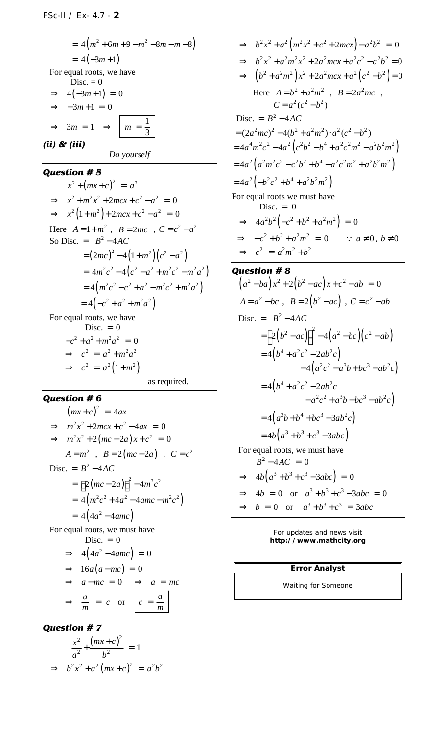$= 4\left(m^2 + 6m + 9 - m^2 - 8m - m - 8\right)$

$= 4\left(-3m + 1\right)$

For equal roots, we have

Disc. = 0

$\Rightarrow \quad 4\left(-3m+1\right) = 0$

$\Rightarrow \quad -3m + 1 = 0$

$\Rightarrow \quad 3m = 1 \quad \Rightarrow \quad \boxed{m = \frac{1}{3}}$

***(ii) & (iii)***

*Do yourself*

### Question # 5

$x^2 + \left(mx + c\right)^2 = a^2$

$\Rightarrow \quad x^2 + m^2x^2 + 2mcx + c^2 - a^2 = 0$

$\Rightarrow \quad x^2\left(1 + m^2\right) + 2mcx + c^2 - a^2 = 0$

Here $A = 1 + m^2$ , $B = 2mc$ , $C = c^2 - a^2$

So Disc. = $B^2 - 4AC$

$= \left(2mc\right)^2 - 4\left(1+m^2\right)\left(c^2 - a^2\right)$

$= 4m^2c^2 - 4\left(c^2 - a^2 + m^2c^2 - m^2a^2\right)$

$= 4\left(m^2c^2 - c^2 + a^2 - m^2c^2 + m^2a^2\right)$

$= 4\left(-c^2 + a^2 + m^2a^2\right)$

For equal roots, we have

Disc. $= 0$

$-c^2 + a^2 + m^2a^2 = 0$

$\Rightarrow \quad c^2 = a^2 + m^2a^2$

$\Rightarrow \quad c^2 = a^2\left(1 + m^2\right)$

as required.

### Question # 6

$\left(mx + c\right)^2 = 4ax$

$\Rightarrow \quad m^2x^2 + 2mcx + c^2 - 4ax = 0$

$\Rightarrow \quad m^2x^2 + 2\left(mc - 2a\right)x + c^2 = 0$

$A = m^2$ , $B = 2\left(mc - 2a\right)$ , $C = c^2$

Disc. $= B^2 - 4AC$

$= \left[2\left(mc - 2a\right)\right]^2 - 4m^2c^2$

$= 4\left(m^2c^2 + 4a^2 - 4amc - m^2c^2\right)$

$= 4\left(4a^2 - 4amc\right)$

For equal roots, we must have

Disc. $= 0$

$\Rightarrow \quad 4\left(4a^2 - 4amc\right) = 0$

$\Rightarrow \quad 16a\left(a - mc\right) = 0$

$\Rightarrow \quad a - mc = 0 \quad \Rightarrow \quad a = mc$

$\Rightarrow \quad \frac{a}{m} = c \quad$ or $\quad \boxed{c = \frac{a}{m}}$

### Question # 7

$\frac{x^2}{a^2} + \frac{\left(mx + c\right)^2}{b^2} = 1$

$\Rightarrow \quad b^2x^2 + a^2\left(mx + c\right)^2 = a^2b^2$

$\Rightarrow \quad b^2x^2 + a^2\left(m^2x^2 + c^2 + 2mcx\right) - a^2b^2 = 0$

$\Rightarrow \quad b^2x^2 + a^2m^2x^2 + 2a^2mcx + a^2c^2 - a^2b^2 = 0$

$\Rightarrow \quad \left(b^2 + a^2m^2\right)x^2 + 2a^2mcx + a^2\left(c^2 - b^2\right) = 0$

Here $A = b^2 + a^2m^2$ , $B = 2a^2mc$ , $C = a^2(c^2 - b^2)$

Disc. $= B^2 - 4AC$

$= (2a^2mc)^2 - 4(b^2 + a^2m^2)\cdot a^2(c^2 - b^2)$

$= 4a^4m^2c^2 - 4a^2\left(c^2b^2 - b^4 + a^2c^2m^2 - a^2b^2m^2\right)$

$= 4a^2\left(a^2m^2c^2 - c^2b^2 + b^4 - a^2c^2m^2 + a^2b^2m^2\right)$

$= 4a^2\left(-b^2c^2 + b^4 + a^2b^2m^2\right)$

For equal roots we must have

Disc. $= 0$

$\Rightarrow \quad 4a^2b^2\left(-c^2 + b^2 + a^2m^2\right) = 0$

$\Rightarrow \quad -c^2 + b^2 + a^2m^2 = 0 \qquad \because\ a \neq 0,\ b \neq 0$

$\Rightarrow \quad c^2 = a^2m^2 + b^2$

### Question # 8

$\left(a^2 - ba\right)x^2 + 2\left(b^2 - ac\right)x + c^2 - ab = 0$

$A = a^2 - bc$ , $B = 2\left(b^2 - ac\right)$ , $C = c^2 - ab$

Disc. $= B^2 - 4AC$

$= \left[2\left(b^2 - ac\right)\right]^2 - 4\left(a^2 - bc\right)\left(c^2 - ab\right)$

$= 4\left(b^4 + a^2c^2 - 2ab^2c\right) - 4\left(a^2c^2 - a^3b + bc^3 - ab^2c\right)$

$= 4\left(b^4 + a^2c^2 - 2ab^2c - a^2c^2 + a^3b + bc^3 - ab^2c\right)$

$= 4\left(a^3b + b^4 + bc^3 - 3ab^2c\right)$

$= 4b\left(a^3 + b^3 + c^3 - 3abc\right)$

For equal roots, we must have

$B^2 - 4AC = 0$

$\Rightarrow \quad 4b\left(a^3 + b^3 + c^3 - 3abc\right) = 0$

$\Rightarrow \quad 4b = 0 \quad$ or $\quad a^3 + b^3 + c^3 - 3abc = 0$

$\Rightarrow \quad b = 0 \quad$ or $\quad a^3 + b^3 + c^3 = 3abc$

For updates and news visit
**http://www.mathcity.org**

| **Error Analyst** |
| --- |
| Waiting for Someone |